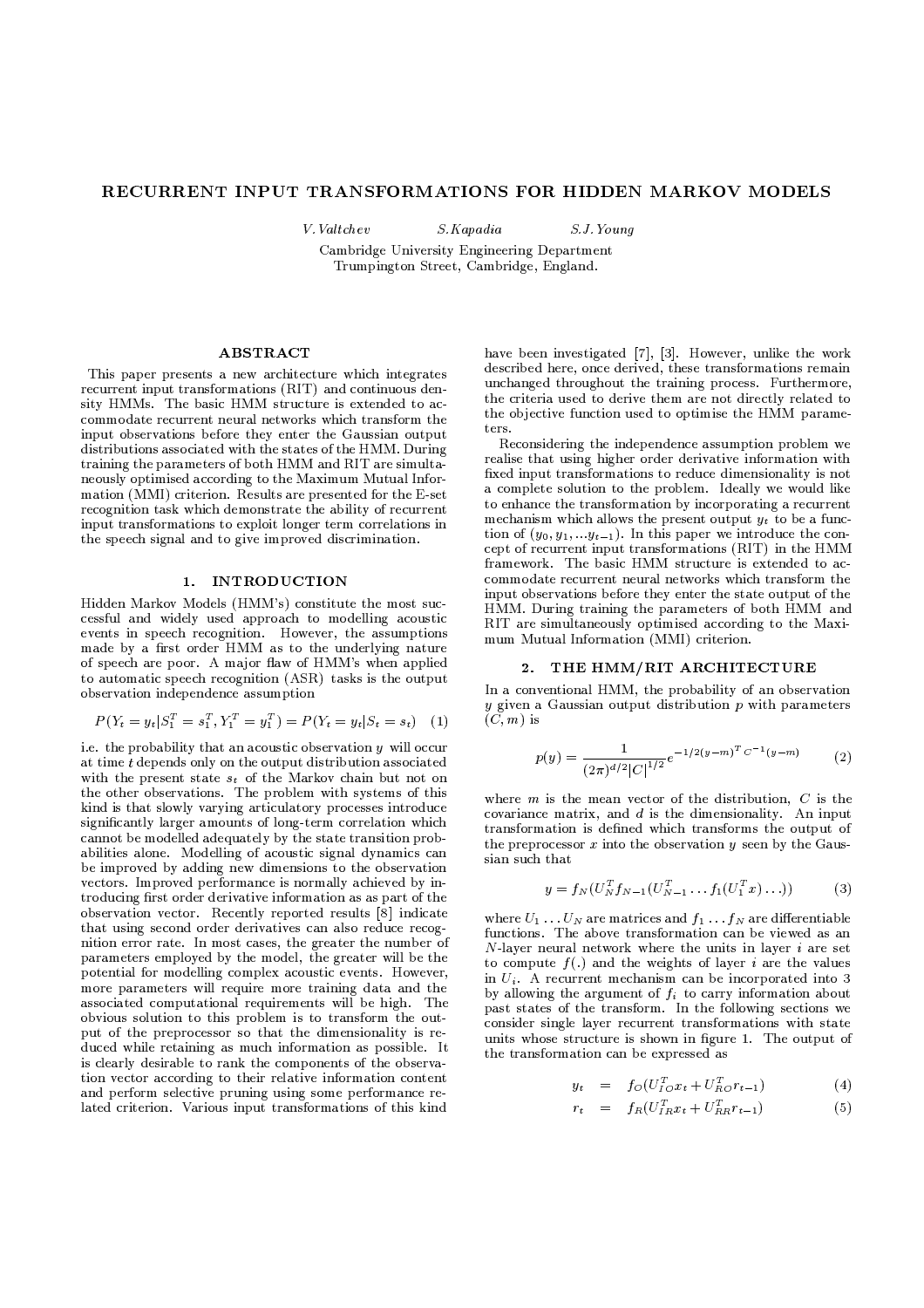# RECURRENT INPUT TRANSFORMATIONS FOR HIDDEN MARKOV MODELS

*V.Valtchev* *S.Kapadia* *S.J.Young*

Cambridge University Engineering Department
Trumpington Street, Cambridge, England.

## ABSTRACT

This paper presents a new architecture which integrates recurrent input transformations (RIT) and continuous density HMMs. The basic HMM structure is extended to accommodate recurrent neural networks which transform the input observations before they enter the Gaussian output distributions associated with the states of the HMM. During training the parameters of both HMM and RIT are simultaneously optimised according to the Maximum Mutual Information (MMI) criterion. Results are presented for the E-set recognition task which demonstrate the ability of recurrent input transformations to exploit longer term correlations in the speech signal and to give improved discrimination.

## 1. INTRODUCTION

Hidden Markov Models (HMM's) constitute the most successful and widely used approach to modelling acoustic events in speech recognition. However, the assumptions made by a first order HMM as to the underlying nature of speech are poor. A major flaw of HMM's when applied to automatic speech recognition (ASR) tasks is the output observation independence assumption

$$P(Y_t = y_t | S_1^T = s_1^T, Y_1^T = y_1^T) = P(Y_t = y_t | S_t = s_t) \quad (1)$$

i.e. the probability that an acoustic observation $y$ will occur at time $t$ depends only on the output distribution associated with the present state $s_t$ of the Markov chain but not on the other observations. The problem with systems of this kind is that slowly varying articulatory processes introduce significantly larger amounts of long-term correlation which cannot be modelled adequately by the state transition probabilities alone. Modelling of acoustic signal dynamics can be improved by adding new dimensions to the observation vectors. Improved performance is normally achieved by introducing first order derivative information as as part of the observation vector. Recently reported results [8] indicate that using second order derivatives can also reduce recognition error rate. In most cases, the greater the number of parameters employed by the model, the greater will be the potential for modelling complex acoustic events. However, more parameters will require more training data and the associated computational requirements will be high. The obvious solution to this problem is to transform the output of the preprocessor so that the dimensionality is reduced while retaining as much information as possible. It is clearly desirable to rank the components of the observation vector according to their relative information content and perform selective pruning using some performance related criterion. Various input transformations of this kind have been investigated [7], [3]. However, unlike the work described here, once derived, these transformations remain unchanged throughout the training process. Furthermore, the criteria used to derive them are not directly related to the objective function used to optimise the HMM parameters.

Reconsidering the independence assumption problem we realise that using higher order derivative information with fixed input transformations to reduce dimensionality is not a complete solution to the problem. Ideally we would like to enhance the transformation by incorporating a recurrent mechanism which allows the present output $y_t$ to be a function of $(y_0, y_1, ... y_{t-1})$. In this paper we introduce the concept of recurrent input transformations (RIT) in the HMM framework. The basic HMM structure is extended to accommodate recurrent neural networks which transform the input observations before they enter the state output of the HMM. During training the parameters of both HMM and RIT are simultaneously optimised according to the Maximum Mutual Information (MMI) criterion.

## 2. THE HMM/RIT ARCHITECTURE

In a conventional HMM, the probability of an observation $y$ given a Gaussian output distribution $p$ with parameters $(C, m)$ is

$$p(y) = \frac{1}{(2\pi)^{d/2} |C|^{1/2}} e^{-1/2 (y-m)^T C^{-1} (y-m)} \quad (2)$$

where $m$ is the mean vector of the distribution, $C$ is the covariance matrix, and $d$ is the dimensionality. An input transformation is defined which transforms the output of the preprocessor $x$ into the observation $y$ seen by the Gaussian such that

$$y = f_N(U_N^T f_{N-1}(U_{N-1}^T \ldots f_1(U_1^T x) \ldots)) \quad (3)$$

where $U_1 \ldots U_N$ are matrices and $f_1 \ldots f_N$ are differentiable functions. The above transformation can be viewed as an $N$-layer neural network where the units in layer $i$ are set to compute $f(.)$ and the weights of layer $i$ are the values in $U_i$. A recurrent mechanism can be incorporated into 3 by allowing the argument of $f_i$ to carry information about past states of the transform. In the following sections we consider single layer recurrent transformations with state units whose structure is shown in figure 1. The output of the transformation can be expressed as

$$y_t = f_O(U_{IO}^T x_t + U_{RO}^T r_{t-1}) \quad (4)$$

$$r_t = f_R(U_{IR}^T x_t + U_{RR}^T r_{t-1}) \quad (5)$$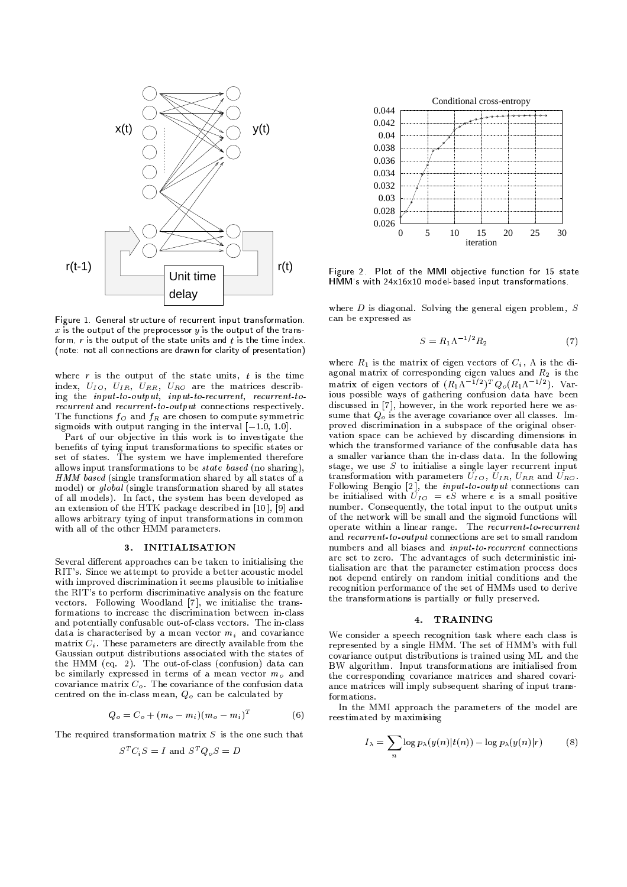Figure 1. General structure of recurrent input transformation. $x$ is the output of the preprocessor $y$ is the output of the transform, $r$ is the output of the state units and $t$ is the time index. (note: not all connections are drawn for clarity of presentation)

where $r$ is the output of the state units, $t$ is the time index, $U_{IO}$, $U_{IR}$, $U_{RR}$, $U_{RO}$ are the matrices describing the *input-to-output*, *input-to-recurrent*, *recurrent-to-recurrent* and *recurrent-to-output* connections respectively. The functions $f_O$ and $f_R$ are chosen to compute symmetric sigmoids with output ranging in the interval $[-1.0, 1.0]$.

Part of our objective in this work is to investigate the benefits of tying input transformations to specific states or set of states. The system we have implemented therefore allows input transformations to be *state based* (no sharing), *HMM based* (single transformation shared by all states of a model) or *global* (single transformation shared by all states of all models). In fact, the system has been developed as an extension of the HTK package described in [10], [9] and allows arbitrary tying of input transformations in common with all of the other HMM parameters.

## 3. INITIALISATION

Several different approaches can be taken to initialising the RIT's. Since we attempt to provide a better acoustic model with improved discrimination it seems plausible to initialise the RIT's to perform discriminative analysis on the feature vectors. Following Woodland [7], we initialise the transformations to increase the discrimination between in-class and potentially confusable out-of-class vectors. The in-class data is characterised by a mean vector $m_i$ and covariance matrix $C_i$. These parameters are directly available from the Gaussian output distributions associated with the states of the HMM (eq. 2). The out-of-class (confusion) data can be similarly expressed in terms of a mean vector $m_o$ and covariance matrix $C_o$. The covariance of the confusion data centred on the in-class mean, $Q_o$ can be calculated by

$$Q_o = C_o + (m_o - m_i)(m_o - m_i)^T \tag{6}$$

The required transformation matrix $S$ is the one such that

$$S^T C_i S = I \text{ and } S^T Q_o S = D$$

Figure 2. Plot of the MMI objective function for 15 state HMM's with 24x16x10 model-based input transformations.

where $D$ is diagonal. Solving the general eigen problem, $S$ can be expressed as

$$S = R_1 \Lambda^{-1/2} R_2 \tag{7}$$

where $R_1$ is the matrix of eigen vectors of $C_i$, $\Lambda$ is the diagonal matrix of corresponding eigen values and $R_2$ is the matrix of eigen vectors of $(R_1\Lambda^{-1/2})^T Q_o (R_1\Lambda^{-1/2})$. Various possible ways of gathering confusion data have been discussed in [7], however, in the work reported here we assume that $Q_o$ is the average covariance over all classes. Improved discrimination in a subspace of the original observation space can be achieved by discarding dimensions in which the transformed variance of the confusable data has a smaller variance than the in-class data. In the following stage, we use $S$ to initialise a single layer recurrent input transformation with parameters $U_{IO}$, $U_{IR}$, $U_{RR}$ and $U_{RO}$. Following Bengio [2], the *input-to-output* connections can be initialised with $U_{IO} = \epsilon S$ where $\epsilon$ is a small positive number. Consequently, the total input to the output units of the network will be small and the sigmoid functions will operate within a linear range. The *recurrent-to-recurrent* and *recurrent-to-output* connections are set to small random numbers and all biases and *input-to-recurrent* connections are set to zero. The advantages of such deterministic initialisation are that the parameter estimation process does not depend entirely on random initial conditions and the recognition performance of the set of HMMs used to derive the transformations is partially or fully preserved.

## 4. TRAINING

We consider a speech recognition task where each class is represented by a single HMM. The set of HMM's with full covariance output distributions is trained using ML and the BW algorithm. Input transformations are initialised from the corresponding covariance matrices and shared covariance matrices will imply subsequent sharing of input transformations.

In the MMI approach the parameters of the model are reestimated by maximising

$$I_\lambda = \sum_n \log p_\lambda(y(n)|t(n)) - \log p_\lambda(y(n)|r) \tag{8}$$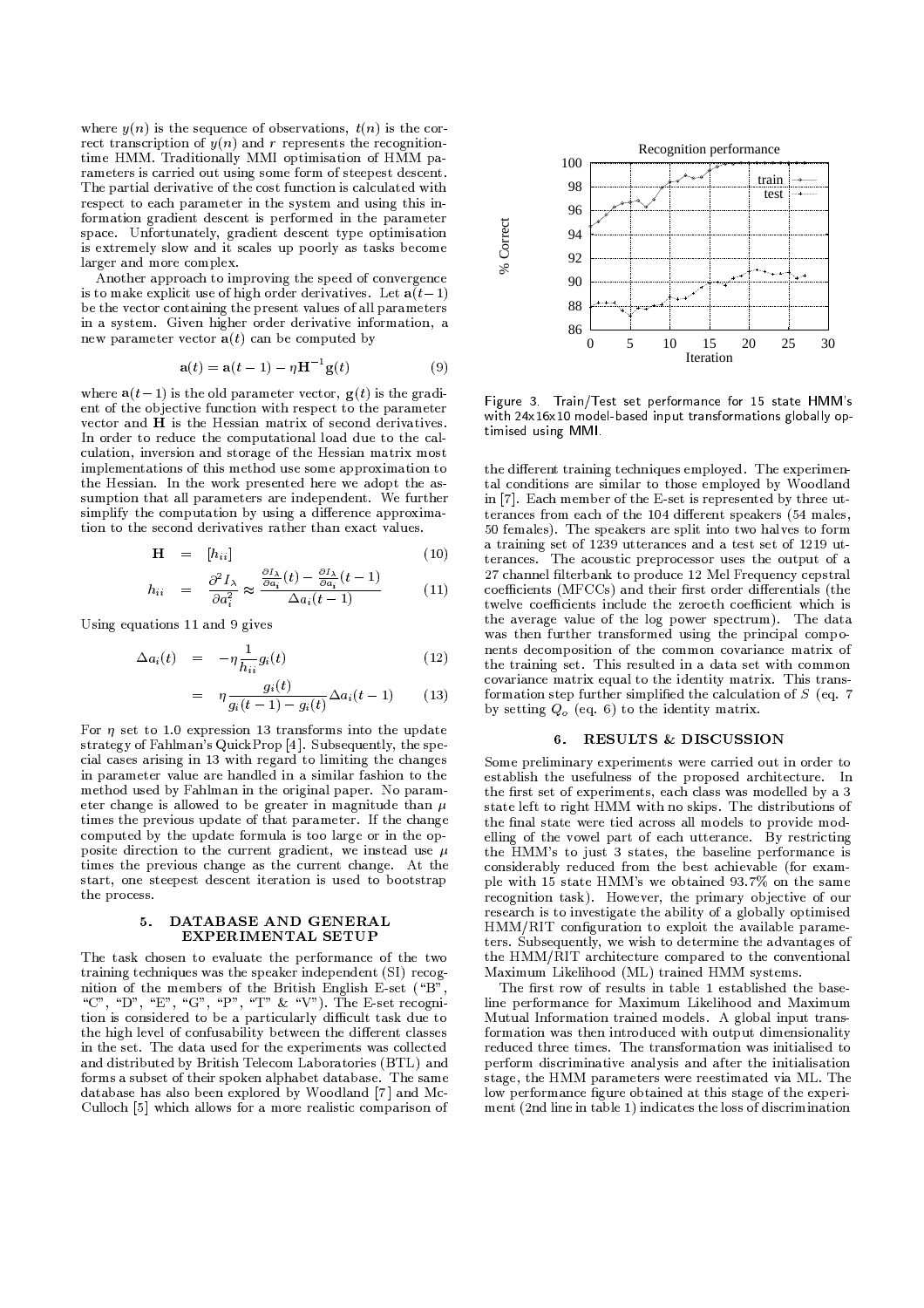where $y(n)$ is the sequence of observations, $t(n)$ is the correct transcription of $y(n)$ and $r$ represents the recognition-time HMM. Traditionally MMI optimisation of HMM parameters is carried out using some form of steepest descent. The partial derivative of the cost function is calculated with respect to each parameter in the system and using this information gradient descent is performed in the parameter space. Unfortunately, gradient descent type optimisation is extremely slow and it scales up poorly as tasks become larger and more complex.

Another approach to improving the speed of convergence is to make explicit use of high order derivatives. Let $\mathbf{a}(t-1)$ be the vector containing the present values of all parameters in a system. Given higher order derivative information, a new parameter vector $\mathbf{a}(t)$ can be computed by

$$\mathbf{a}(t) = \mathbf{a}(t-1) - \eta \mathbf{H}^{-1}\mathbf{g}(t) \tag{9}$$

where $\mathbf{a}(t-1)$ is the old parameter vector, $\mathbf{g}(t)$ is the gradient of the objective function with respect to the parameter vector and $\mathbf{H}$ is the Hessian matrix of second derivatives. In order to reduce the computational load due to the calculation, inversion and storage of the Hessian matrix most implementations of this method use some approximation to the Hessian. In the work presented here we adopt the assumption that all parameters are independent. We further simplify the computation by using a difference approximation to the second derivatives rather than exact values.

$$\mathbf{H} = [h_{ii}] \tag{10}$$

$$h_{ii} = \frac{\partial^2 I_\lambda}{\partial a_i^2} \approx \frac{\frac{\partial I_\lambda}{\partial a_i}(t) - \frac{\partial I_\lambda}{\partial a_i}(t-1)}{\Delta a_i(t-1)} \tag{11}$$

Using equations 11 and 9 gives

$$\Delta a_i(t) = -\eta \frac{1}{h_{ii}} g_i(t) \tag{12}$$

$$= \eta \frac{g_i(t)}{g_i(t-1) - g_i(t)} \Delta a_i(t-1) \tag{13}$$

For $\eta$ set to 1.0 expression 13 transforms into the update strategy of Fahlman's QuickProp [4]. Subsequently, the special cases arising in 13 with regard to limiting the changes in parameter value are handled in a similar fashion to the method used by Fahlman in the original paper. No parameter change is allowed to be greater in magnitude than $\mu$ times the previous update of that parameter. If the change computed by the update formula is too large or in the opposite direction to the current gradient, we instead use $\mu$ times the previous change as the current change. At the start, one steepest descent iteration is used to bootstrap the process.

## 5. DATABASE AND GENERAL EXPERIMENTAL SETUP

The task chosen to evaluate the performance of the two training techniques was the speaker independent (SI) recognition of the members of the British English E-set ("B", "C", "D", "E", "G", "P", "T" & "V"). The E-set recognition is considered to be a particularly difficult task due to the high level of confusability between the different classes in the set. The data used for the experiments was collected and distributed by British Telecom Laboratories (BTL) and forms a subset of their spoken alphabet database. The same database has also been explored by Woodland [7] and McCulloch [5] which allows for a more realistic comparison of the different training techniques employed. The experimental conditions are similar to those employed by Woodland in [7]. Each member of the E-set is represented by three utterances from each of the 104 different speakers (54 males, 50 females). The speakers are split into two halves to form a training set of 1239 utterances and a test set of 1219 utterances. The acoustic preprocessor uses the output of a 27 channel filterbank to produce 12 Mel Frequency cepstral coefficients (MFCCs) and their first order differentials (the twelve coefficients include the zeroeth coefficient which is the average value of the log power spectrum). The data was then further transformed using the principal components decomposition of the common covariance matrix of the training set. This resulted in a data set with common covariance matrix equal to the identity matrix. This transformation step further simplified the calculation of $S$ (eq. 7 by setting $Q_o$ (eq. 6) to the identity matrix.

Figure 3. Train/Test set performance for 15 state HMM's with 24x16x10 model-based input transformations globally optimised using MMI.

## 6. RESULTS & DISCUSSION

Some preliminary experiments were carried out in order to establish the usefulness of the proposed architecture. In the first set of experiments, each class was modelled by a 3 state left to right HMM with no skips. The distributions of the final state were tied across all models to provide modelling of the vowel part of each utterance. By restricting the HMM's to just 3 states, the baseline performance is considerably reduced from the best achievable (for example with 15 state HMM's we obtained 93.7% on the same recognition task). However, the primary objective of our research is to investigate the ability of a globally optimised HMM/RIT configuration to exploit the available parameters. Subsequently, we wish to determine the advantages of the HMM/RIT architecture compared to the conventional Maximum Likelihood (ML) trained HMM systems.

The first row of results in table 1 established the baseline performance for Maximum Likelihood and Maximum Mutual Information trained models. A global input transformation was then introduced with output dimensionality reduced three times. The transformation was initialised to perform discriminative analysis and after the initialisation stage, the HMM parameters were reestimated via ML. The low performance figure obtained at this stage of the experiment (2nd line in table 1) indicates the loss of discrimination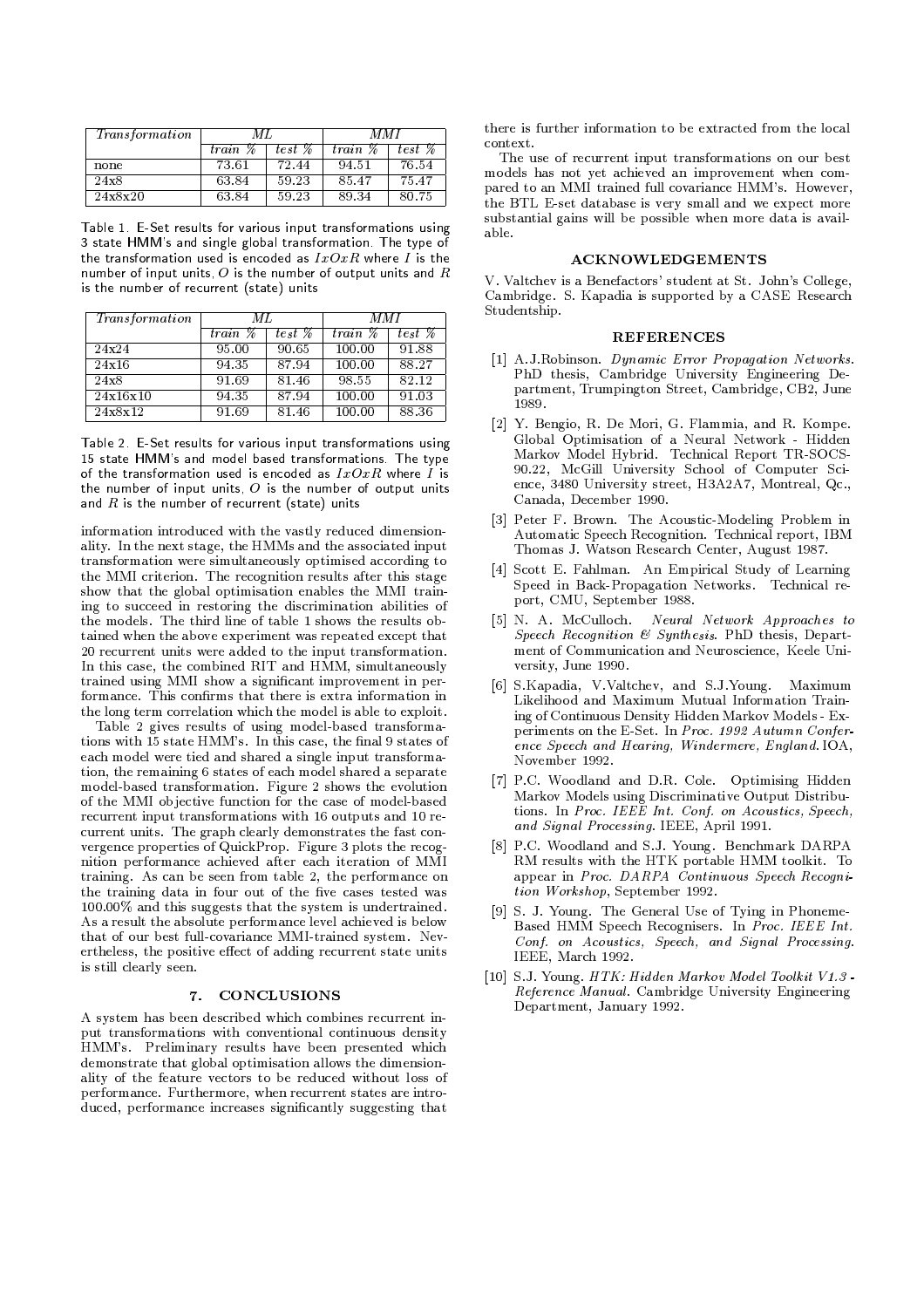| *Transformation* | *ML* | | *MMI* | |
|---|---|---|---|---|
| | *train %* | *test %* | *train %* | *test %* |
| none | 73.61 | 72.44 | 94.51 | 76.54 |
| 24x8 | 63.84 | 59.23 | 85.47 | 75.47 |
| 24x8x20 | 63.84 | 59.23 | 89.34 | 80.75 |

Table 1. E-Set results for various input transformations using 3 state HMM's and single global transformation. The type of the transformation used is encoded as $IxOxR$ where $I$ is the number of input units, $O$ is the number of output units and $R$ is the number of recurrent (state) units

| *Transformation* | *ML* | | *MMI* | |
|---|---|---|---|---|
| | *train %* | *test %* | *train %* | *test %* |
| 24x24 | 95.00 | 90.65 | 100.00 | 91.88 |
| 24x16 | 94.35 | 87.94 | 100.00 | 88.27 |
| 24x8 | 91.69 | 81.46 | 98.55 | 82.12 |
| 24x16x10 | 94.35 | 87.94 | 100.00 | 91.03 |
| 24x8x12 | 91.69 | 81.46 | 100.00 | 88.36 |

Table 2. E-Set results for various input transformations using 15 state HMM's and model based transformations. The type of the transformation used is encoded as $IxOxR$ where $I$ is the number of input units, $O$ is the number of output units and $R$ is the number of recurrent (state) units

information introduced with the vastly reduced dimensionality. In the next stage, the HMMs and the associated input transformation were simultaneously optimised according to the MMI criterion. The recognition results after this stage show that the global optimisation enables the MMI training to succeed in restoring the discrimination abilities of the models. The third line of table 1 shows the results obtained when the above experiment was repeated except that 20 recurrent units were added to the input transformation. In this case, the combined RIT and HMM, simultaneously trained using MMI show a significant improvement in performance. This confirms that there is extra information in the long term correlation which the model is able to exploit.

Table 2 gives results of using model-based transformations with 15 state HMM's. In this case, the final 9 states of each model were tied and shared a single input transformation, the remaining 6 states of each model shared a separate model-based transformation. Figure 2 shows the evolution of the MMI objective function for the case of model-based recurrent input transformations with 16 outputs and 10 recurrent units. The graph clearly demonstrates the fast convergence properties of QuickProp. Figure 3 plots the recognition performance achieved after each iteration of MMI training. As can be seen from table 2, the performance on the training data in four out of the five cases tested was 100.00% and this suggests that the system is undertrained. As a result the absolute performance level achieved is below that of our best full-covariance MMI-trained system. Nevertheless, the positive effect of adding recurrent state units is still clearly seen.

## 7. CONCLUSIONS

A system has been described which combines recurrent input transformations with conventional continuous density HMM's. Preliminary results have been presented which demonstrate that global optimisation allows the dimensionality of the feature vectors to be reduced without loss of performance. Furthermore, when recurrent states are introduced, performance increases significantly suggesting that there is further information to be extracted from the local context.

The use of recurrent input transformations on our best models has not yet achieved an improvement when compared to an MMI trained full covariance HMM's. However, the BTL E-set database is very small and we expect more substantial gains will be possible when more data is available.

## ACKNOWLEDGEMENTS

V. Valtchev is a Benefactors' student at St. John's College, Cambridge. S. Kapadia is supported by a CASE Research Studentship.

## REFERENCES

[1] A.J.Robinson. *Dynamic Error Propagation Networks*. PhD thesis, Cambridge University Engineering Department, Trumpington Street, Cambridge, CB2, June 1989.

[2] Y. Bengio, R. De Mori, G. Flammia, and R. Kompe. Global Optimisation of a Neural Network - Hidden Markov Model Hybrid. Technical Report TR-SOCS-90.22, McGill University School of Computer Science, 3480 University street, H3A2A7, Montreal, Qc., Canada, December 1990.

[3] Peter F. Brown. The Acoustic-Modeling Problem in Automatic Speech Recognition. Technical report, IBM Thomas J. Watson Research Center, August 1987.

[4] Scott E. Fahlman. An Empirical Study of Learning Speed in Back-Propagation Networks. Technical report, CMU, September 1988.

[5] N. A. McCulloch. *Neural Network Approaches to Speech Recognition & Synthesis*. PhD thesis, Department of Communication and Neuroscience, Keele University, June 1990.

[6] S.Kapadia, V.Valtchev, and S.J.Young. Maximum Likelihood and Maximum Mutual Information Training of Continuous Density Hidden Markov Models - Experiments on the E-Set. In *Proc. 1992 Autumn Conference Speech and Hearing, Windermere, England.* IOA, November 1992.

[7] P.C. Woodland and D.R. Cole. Optimising Hidden Markov Models using Discriminative Output Distributions. In *Proc. IEEE Int. Conf. on Acoustics, Speech, and Signal Processing*. IEEE, April 1991.

[8] P.C. Woodland and S.J. Young. Benchmark DARPA RM results with the HTK portable HMM toolkit. To appear in *Proc. DARPA Continuous Speech Recognition Workshop*, September 1992.

[9] S. J. Young. The General Use of Tying in Phoneme-Based HMM Speech Recognisers. In *Proc. IEEE Int. Conf. on Acoustics, Speech, and Signal Processing*. IEEE, March 1992.

[10] S.J. Young. *HTK: Hidden Markov Model Toolkit V1.3 - Reference Manual*. Cambridge University Engineering Department, January 1992.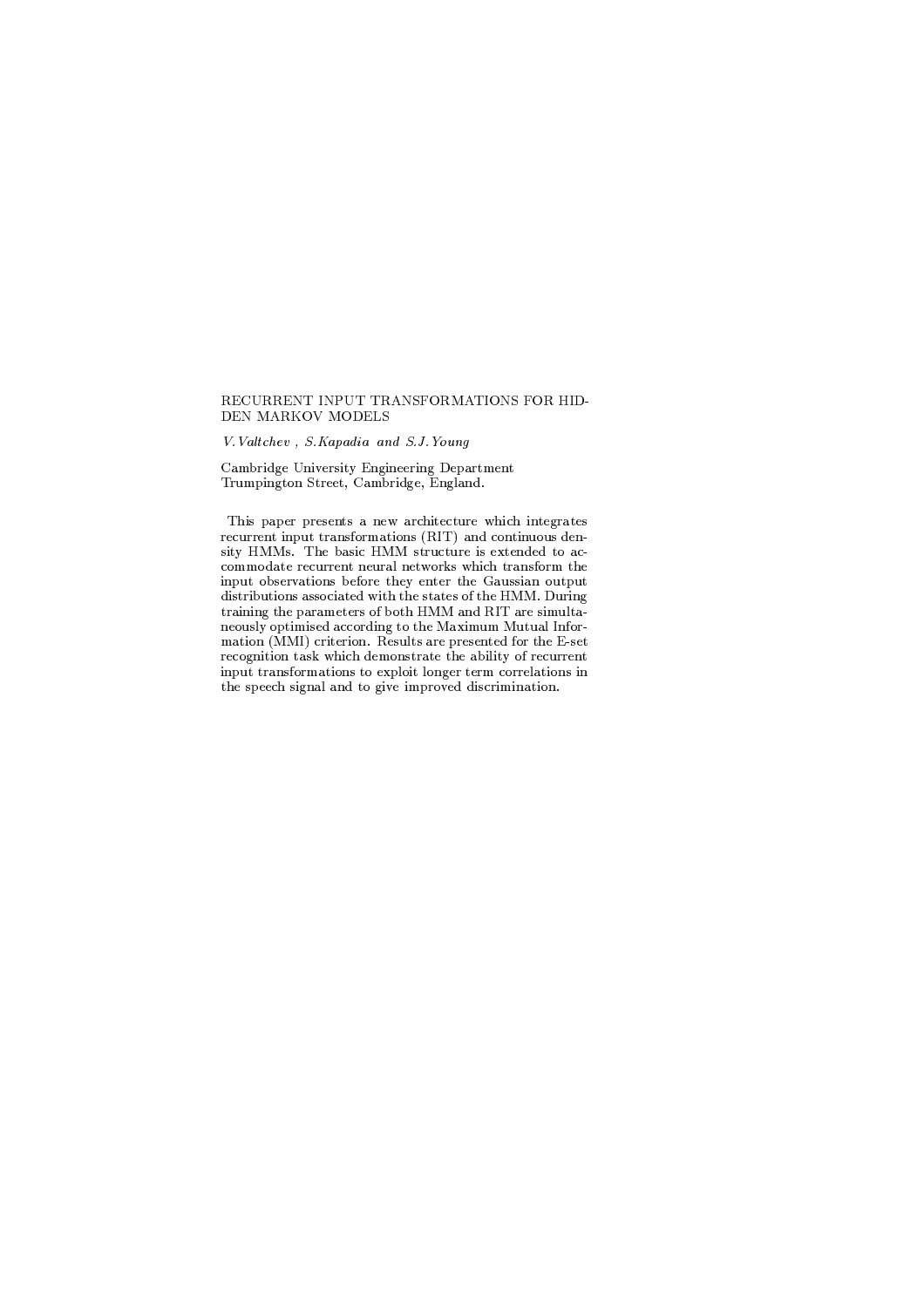RECURRENT INPUT TRANSFORMATIONS FOR HIDDEN MARKOV MODELS

*V. Valtchev , S. Kapadia and S.J. Young*

Cambridge University Engineering Department
Trumpington Street, Cambridge, England.

This paper presents a new architecture which integrates recurrent input transformations (RIT) and continuous density HMMs. The basic HMM structure is extended to accommodate recurrent neural networks which transform the input observations before they enter the Gaussian output distributions associated with the states of the HMM. During training the parameters of both HMM and RIT are simultaneously optimised according to the Maximum Mutual Information (MMI) criterion. Results are presented for the E-set recognition task which demonstrate the ability of recurrent input transformations to exploit longer term correlations in the speech signal and to give improved discrimination.